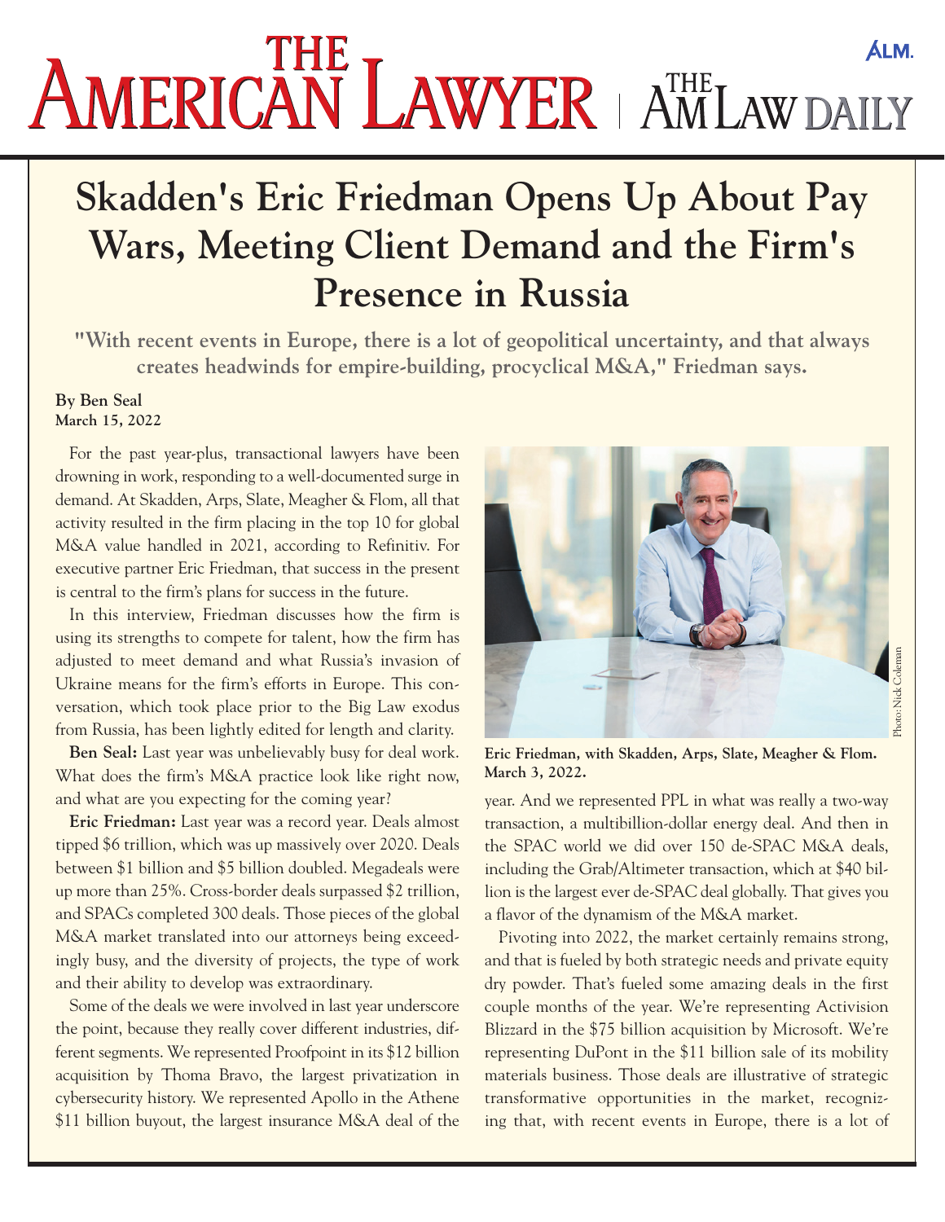# Skadden's Eric Friedman Opens Up About Pay Wars, Meeting Client Demand and the Firm's Presence in Russia

**"With recent events in Europe, there is a lot of geopolitical uncertainty, and that always creates headwinds for empire-building, procyclical M&A," Friedman says.**

**By Ben Seal**
**March 15, 2022**

For the past year-plus, transactional lawyers have been drowning in work, responding to a well-documented surge in demand. At Skadden, Arps, Slate, Meagher & Flom, all that activity resulted in the firm placing in the top 10 for global M&A value handled in 2021, according to Refinitiv. For executive partner Eric Friedman, that success in the present is central to the firm's plans for success in the future.

In this interview, Friedman discusses how the firm is using its strengths to compete for talent, how the firm has adjusted to meet demand and what Russia's invasion of Ukraine means for the firm's efforts in Europe. This conversation, which took place prior to the Big Law exodus from Russia, has been lightly edited for length and clarity.

**Ben Seal:** Last year was unbelievably busy for deal work. What does the firm's M&A practice look like right now, and what are you expecting for the coming year?

**Eric Friedman:** Last year was a record year. Deals almost tipped $6 trillion, which was up massively over 2020. Deals between $1 billion and $5 billion doubled. Megadeals were up more than 25%. Cross-border deals surpassed $2 trillion, and SPACs completed 300 deals. Those pieces of the global M&A market translated into our attorneys being exceedingly busy, and the diversity of projects, the type of work and their ability to develop was extraordinary.

Some of the deals we were involved in last year underscore the point, because they really cover different industries, different segments. We represented Proofpoint in its $12 billion acquisition by Thoma Bravo, the largest privatization in cybersecurity history. We represented Apollo in the Athene $11 billion buyout, the largest insurance M&A deal of the year. And we represented PPL in what was really a two-way transaction, a multibillion-dollar energy deal. And then in the SPAC world we did over 150 de-SPAC M&A deals, including the Grab/Altimeter transaction, which at $40 billion is the largest ever de-SPAC deal globally. That gives you a flavor of the dynamism of the M&A market.

Eric Friedman, with Skadden, Arps, Slate, Meagher & Flom. March 3, 2022.

Photo: Nick Coleman

Pivoting into 2022, the market certainly remains strong, and that is fueled by both strategic needs and private equity dry powder. That's fueled some amazing deals in the first couple months of the year. We're representing Activision Blizzard in the $75 billion acquisition by Microsoft. We're representing DuPont in the $11 billion sale of its mobility materials business. Those deals are illustrative of strategic transformative opportunities in the market, recognizing that, with recent events in Europe, there is a lot of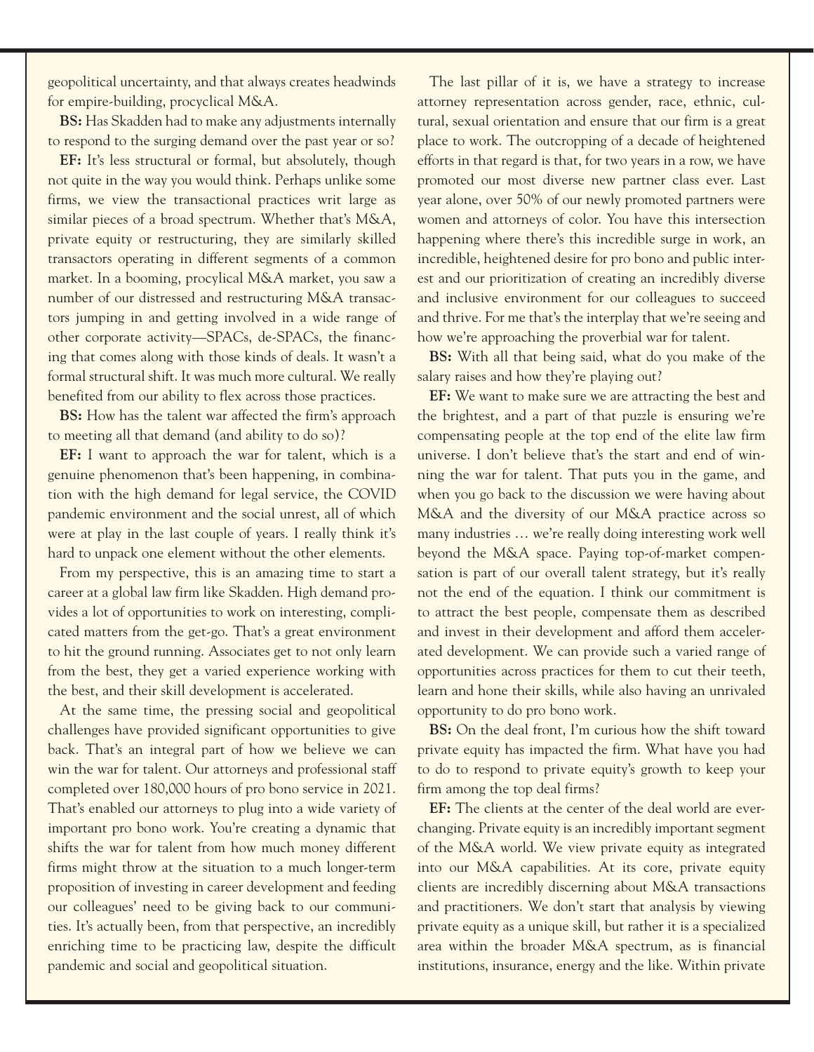geopolitical uncertainty, and that always creates headwinds for empire-building, procyclical M&A.

**BS:** Has Skadden had to make any adjustments internally to respond to the surging demand over the past year or so?

**EF:** It's less structural or formal, but absolutely, though not quite in the way you would think. Perhaps unlike some firms, we view the transactional practices writ large as similar pieces of a broad spectrum. Whether that's M&A, private equity or restructuring, they are similarly skilled transactors operating in different segments of a common market. In a booming, procyclical M&A market, you saw a number of our distressed and restructuring M&A transactors jumping in and getting involved in a wide range of other corporate activity—SPACs, de-SPACs, the financing that comes along with those kinds of deals. It wasn't a formal structural shift. It was much more cultural. We really benefited from our ability to flex across those practices.

**BS:** How has the talent war affected the firm's approach to meeting all that demand (and ability to do so)?

**EF:** I want to approach the war for talent, which is a genuine phenomenon that's been happening, in combination with the high demand for legal service, the COVID pandemic environment and the social unrest, all of which were at play in the last couple of years. I really think it's hard to unpack one element without the other elements.

From my perspective, this is an amazing time to start a career at a global law firm like Skadden. High demand provides a lot of opportunities to work on interesting, complicated matters from the get-go. That's a great environment to hit the ground running. Associates get to not only learn from the best, they get a varied experience working with the best, and their skill development is accelerated.

At the same time, the pressing social and geopolitical challenges have provided significant opportunities to give back. That's an integral part of how we believe we can win the war for talent. Our attorneys and professional staff completed over 180,000 hours of pro bono service in 2021. That's enabled our attorneys to plug into a wide variety of important pro bono work. You're creating a dynamic that shifts the war for talent from how much money different firms might throw at the situation to a much longer-term proposition of investing in career development and feeding our colleagues' need to be giving back to our communities. It's actually been, from that perspective, an incredibly enriching time to be practicing law, despite the difficult pandemic and social and geopolitical situation.

The last pillar of it is, we have a strategy to increase attorney representation across gender, race, ethnic, cultural, sexual orientation and ensure that our firm is a great place to work. The outcropping of a decade of heightened efforts in that regard is that, for two years in a row, we have promoted our most diverse new partner class ever. Last year alone, over 50% of our newly promoted partners were women and attorneys of color. You have this intersection happening where there's this incredible surge in work, an incredible, heightened desire for pro bono and public interest and our prioritization of creating an incredibly diverse and inclusive environment for our colleagues to succeed and thrive. For me that's the interplay that we're seeing and how we're approaching the proverbial war for talent.

**BS:** With all that being said, what do you make of the salary raises and how they're playing out?

**EF:** We want to make sure we are attracting the best and the brightest, and a part of that puzzle is ensuring we're compensating people at the top end of the elite law firm universe. I don't believe that's the start and end of winning the war for talent. That puts you in the game, and when you go back to the discussion we were having about M&A and the diversity of our M&A practice across so many industries … we're really doing interesting work well beyond the M&A space. Paying top-of-market compensation is part of our overall talent strategy, but it's really not the end of the equation. I think our commitment is to attract the best people, compensate them as described and invest in their development and afford them accelerated development. We can provide such a varied range of opportunities across practices for them to cut their teeth, learn and hone their skills, while also having an unrivaled opportunity to do pro bono work.

**BS:** On the deal front, I'm curious how the shift toward private equity has impacted the firm. What have you had to do to respond to private equity's growth to keep your firm among the top deal firms?

**EF:** The clients at the center of the deal world are ever-changing. Private equity is an incredibly important segment of the M&A world. We view private equity as integrated into our M&A capabilities. At its core, private equity clients are incredibly discerning about M&A transactions and practitioners. We don't start that analysis by viewing private equity as a unique skill, but rather it is a specialized area within the broader M&A spectrum, as is financial institutions, insurance, energy and the like. Within private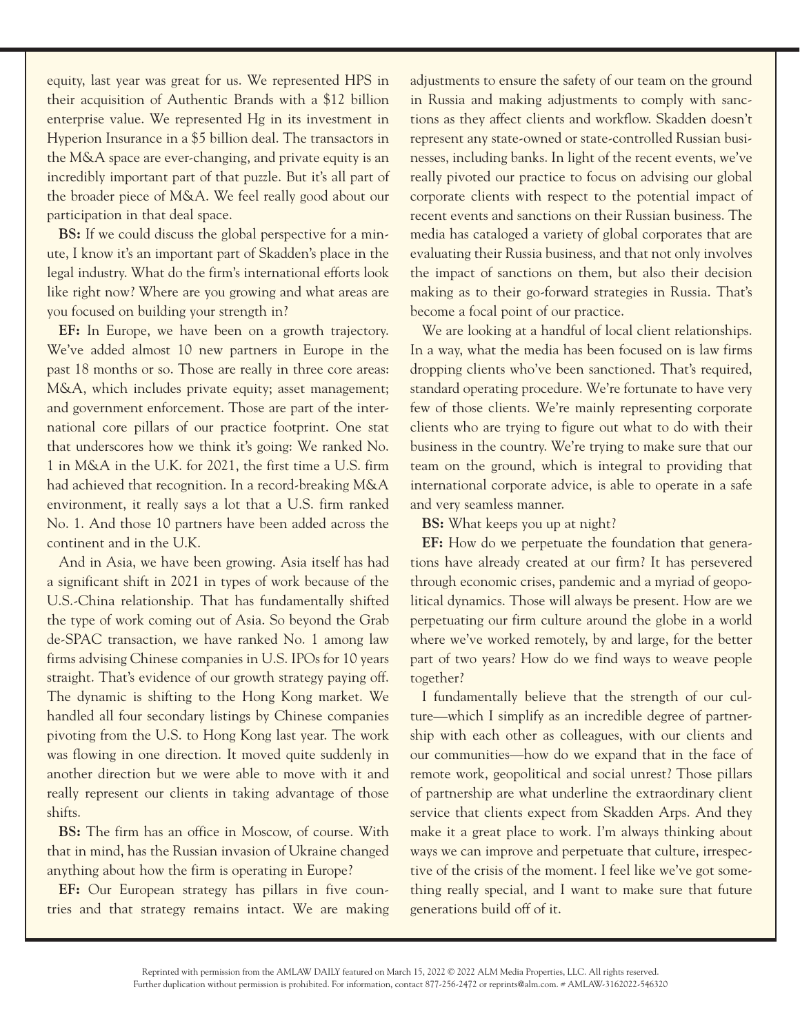equity, last year was great for us. We represented HPS in their acquisition of Authentic Brands with a $12 billion enterprise value. We represented Hg in its investment in Hyperion Insurance in a $5 billion deal. The transactors in the M&A space are ever-changing, and private equity is an incredibly important part of that puzzle. But it's all part of the broader piece of M&A. We feel really good about our participation in that deal space.

**BS:** If we could discuss the global perspective for a minute, I know it's an important part of Skadden's place in the legal industry. What do the firm's international efforts look like right now? Where are you growing and what areas are you focused on building your strength in?

**EF:** In Europe, we have been on a growth trajectory. We've added almost 10 new partners in Europe in the past 18 months or so. Those are really in three core areas: M&A, which includes private equity; asset management; and government enforcement. Those are part of the international core pillars of our practice footprint. One stat that underscores how we think it's going: We ranked No. 1 in M&A in the U.K. for 2021, the first time a U.S. firm had achieved that recognition. In a record-breaking M&A environment, it really says a lot that a U.S. firm ranked No. 1. And those 10 partners have been added across the continent and in the U.K.

And in Asia, we have been growing. Asia itself has had a significant shift in 2021 in types of work because of the U.S.-China relationship. That has fundamentally shifted the type of work coming out of Asia. So beyond the Grab de-SPAC transaction, we have ranked No. 1 among law firms advising Chinese companies in U.S. IPOs for 10 years straight. That's evidence of our growth strategy paying off. The dynamic is shifting to the Hong Kong market. We handled all four secondary listings by Chinese companies pivoting from the U.S. to Hong Kong last year. The work was flowing in one direction. It moved quite suddenly in another direction but we were able to move with it and really represent our clients in taking advantage of those shifts.

**BS:** The firm has an office in Moscow, of course. With that in mind, has the Russian invasion of Ukraine changed anything about how the firm is operating in Europe?

**EF:** Our European strategy has pillars in five countries and that strategy remains intact. We are making adjustments to ensure the safety of our team on the ground in Russia and making adjustments to comply with sanctions as they affect clients and workflow. Skadden doesn't represent any state-owned or state-controlled Russian businesses, including banks. In light of the recent events, we've really pivoted our practice to focus on advising our global corporate clients with respect to the potential impact of recent events and sanctions on their Russian business. The media has cataloged a variety of global corporates that are evaluating their Russia business, and that not only involves the impact of sanctions on them, but also their decision making as to their go-forward strategies in Russia. That's become a focal point of our practice.

We are looking at a handful of local client relationships. In a way, what the media has been focused on is law firms dropping clients who've been sanctioned. That's required, standard operating procedure. We're fortunate to have very few of those clients. We're mainly representing corporate clients who are trying to figure out what to do with their business in the country. We're trying to make sure that our team on the ground, which is integral to providing that international corporate advice, is able to operate in a safe and very seamless manner.

**BS:** What keeps you up at night?

**EF:** How do we perpetuate the foundation that generations have already created at our firm? It has persevered through economic crises, pandemic and a myriad of geopolitical dynamics. Those will always be present. How are we perpetuating our firm culture around the globe in a world where we've worked remotely, by and large, for the better part of two years? How do we find ways to weave people together?

I fundamentally believe that the strength of our culture—which I simplify as an incredible degree of partnership with each other as colleagues, with our clients and our communities—how do we expand that in the face of remote work, geopolitical and social unrest? Those pillars of partnership are what underline the extraordinary client service that clients expect from Skadden Arps. And they make it a great place to work. I'm always thinking about ways we can improve and perpetuate that culture, irrespective of the crisis of the moment. I feel like we've got something really special, and I want to make sure that future generations build off of it.

Reprinted with permission from the AMLAW DAILY featured on March 15, 2022 © 2022 ALM Media Properties, LLC. All rights reserved. Further duplication without permission is prohibited. For information, contact 877-256-2472 or reprints@alm.com. # AMLAW-3162022-546320